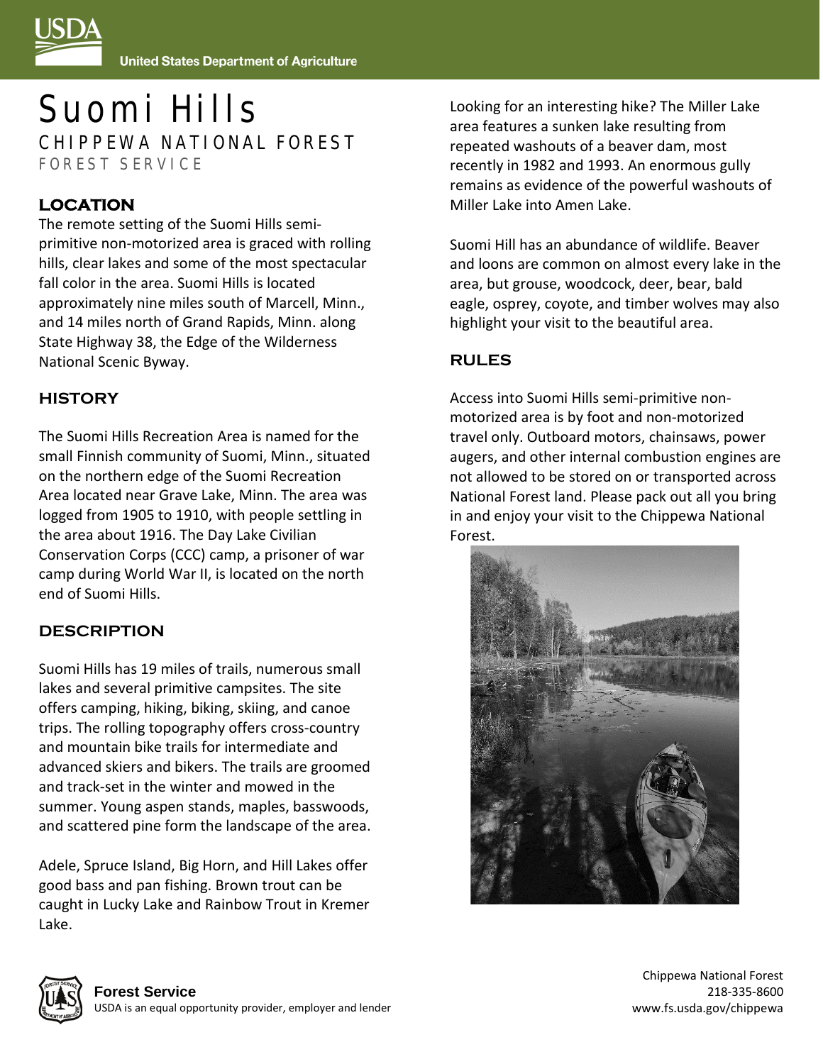# Suomi Hills

## CHIPPEWA NATIONAL FOREST

FOREST SERVICE

### LOCATION

The remote setting of the Suomi Hills semi-primitive non-motorized area is graced with rolling hills, clear lakes and some of the most spectacular fall color in the area. Suomi Hills is located approximately nine miles south of Marcell, Minn., and 14 miles north of Grand Rapids, Minn. along State Highway 38, the Edge of the Wilderness National Scenic Byway.

### HISTORY

The Suomi Hills Recreation Area is named for the small Finnish community of Suomi, Minn., situated on the northern edge of the Suomi Recreation Area located near Grave Lake, Minn. The area was logged from 1905 to 1910, with people settling in the area about 1916. The Day Lake Civilian Conservation Corps (CCC) camp, a prisoner of war camp during World War II, is located on the north end of Suomi Hills.

### DESCRIPTION

Suomi Hills has 19 miles of trails, numerous small lakes and several primitive campsites. The site offers camping, hiking, biking, skiing, and canoe trips. The rolling topography offers cross-country and mountain bike trails for intermediate and advanced skiers and bikers. The trails are groomed and track-set in the winter and mowed in the summer. Young aspen stands, maples, basswoods, and scattered pine form the landscape of the area.

Adele, Spruce Island, Big Horn, and Hill Lakes offer good bass and pan fishing. Brown trout can be caught in Lucky Lake and Rainbow Trout in Kremer Lake.

Looking for an interesting hike? The Miller Lake area features a sunken lake resulting from repeated washouts of a beaver dam, most recently in 1982 and 1993. An enormous gully remains as evidence of the powerful washouts of Miller Lake into Amen Lake.

Suomi Hill has an abundance of wildlife. Beaver and loons are common on almost every lake in the area, but grouse, woodcock, deer, bear, bald eagle, osprey, coyote, and timber wolves may also highlight your visit to the beautiful area.

### RULES

Access into Suomi Hills semi-primitive non-motorized area is by foot and non-motorized travel only. Outboard motors, chainsaws, power augers, and other internal combustion engines are not allowed to be stored on or transported across National Forest land. Please pack out all you bring in and enjoy your visit to the Chippewa National Forest.

**Forest Service**
USDA is an equal opportunity provider, employer and lender

Chippewa National Forest
218-335-8600
www.fs.usda.gov/chippewa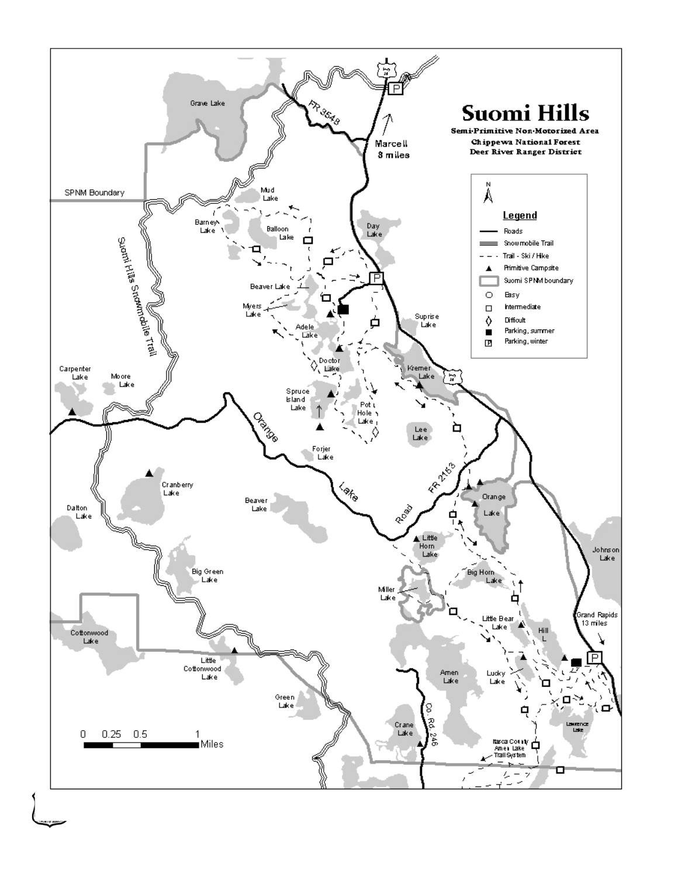# Suomi Hills

**Semi-Primitive Non-Motorized Area**
**Chippewa National Forest**
**Deer River Ranger District**

**Legend**

- Roads
- Snowmobile Trail
- Trail - Ski / Hike
- Primitive Campsite
- Suomi SPNM boundary
- Easy
- Intermediate
- Difficult
- Parking, summer
- Parking, winter

Grave Lake
FR 3548
Marcell 8 miles
SPNM Boundary
Mud Lake
Barney Lake
Balloon Lake
Day Lake
Beaver Lake
Myers Lake
Adele Lake
Suprise Lake
Doctor Lake
Kremer Lake
Suomi Hills Snowmobile Trail
Carpenter Lake
Moore Lake
Spruce Island Lake
Pot Hole Lake
Lee Lake
Forjer Lake
Orange Lake Road
FR 2153
Cranberry Lake
Dalton Lake
Beaver Lake
Orange Lake
Little Horn Lake
Johnson Lake
Big Green Lake
Big Horn Lake
Miller Lake
Grand Rapids 13 miles
Cottonwood Lake
Little Bear Lake
Hill L.
Little Cottonwood Lake
Amen Lake
Lucky Lake
Green Lake
Crane Lake
Co. Rd. 246
Lawrence Lake
Itasca County Amen Lake Trail System

0 0.25 0.5 1
Miles